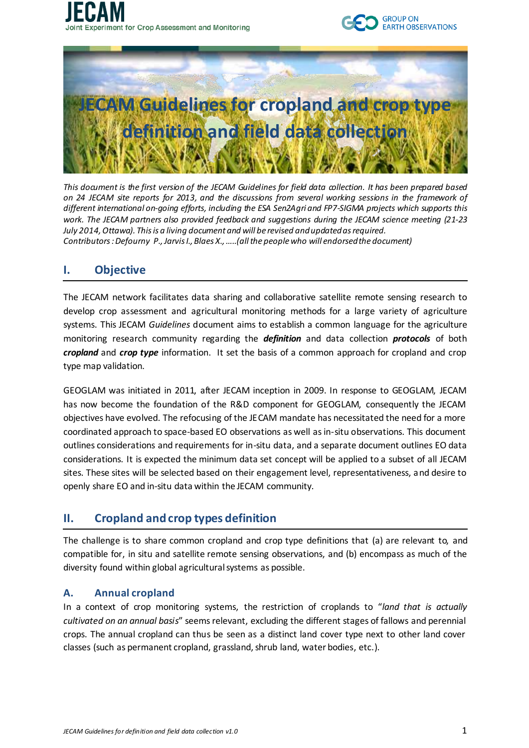# JECAM Guidelines for cropland and crop type definition and field data collection

*This document is the first version of the JECAM Guidelines for field data collection. It has been prepared based on 24 JECAM site reports for 2013, and the discussions from several working sessions in the framework of different international on-going efforts, including the ESA Sen2Agri and FP7-SIGMA projects which supports this work. The JECAM partners also provided feedback and suggestions during the JECAM science meeting (21-23 July 2014, Ottawa). This is a living document and will be revised and updated as required.*
*Contributors : Defourny P., Jarvis I., Blaes X., .....(all the people who will endorsed the document)*

## I. Objective

The JECAM network facilitates data sharing and collaborative satellite remote sensing research to develop crop assessment and agricultural monitoring methods for a large variety of agriculture systems. This JECAM *Guidelines* document aims to establish a common language for the agriculture monitoring research community regarding the ***definition*** and data collection ***protocols*** of both ***cropland*** and ***crop type*** information. It set the basis of a common approach for cropland and crop type map validation.

GEOGLAM was initiated in 2011, after JECAM inception in 2009. In response to GEOGLAM, JECAM has now become the foundation of the R&D component for GEOGLAM, consequently the JECAM objectives have evolved. The refocusing of the JECAM mandate has necessitated the need for a more coordinated approach to space-based EO observations as well as in-situ observations. This document outlines considerations and requirements for in-situ data, and a separate document outlines EO data considerations. It is expected the minimum data set concept will be applied to a subset of all JECAM sites. These sites will be selected based on their engagement level, representativeness, and desire to openly share EO and in-situ data within the JECAM community.

## II. Cropland and crop types definition

The challenge is to share common cropland and crop type definitions that (a) are relevant to, and compatible for, in situ and satellite remote sensing observations, and (b) encompass as much of the diversity found within global agricultural systems as possible.

### A. Annual cropland

In a context of crop monitoring systems, the restriction of croplands to "*land that is actually cultivated on an annual basis*" seems relevant, excluding the different stages of fallows and perennial crops. The annual cropland can thus be seen as a distinct land cover type next to other land cover classes (such as permanent cropland, grassland, shrub land, water bodies, etc.).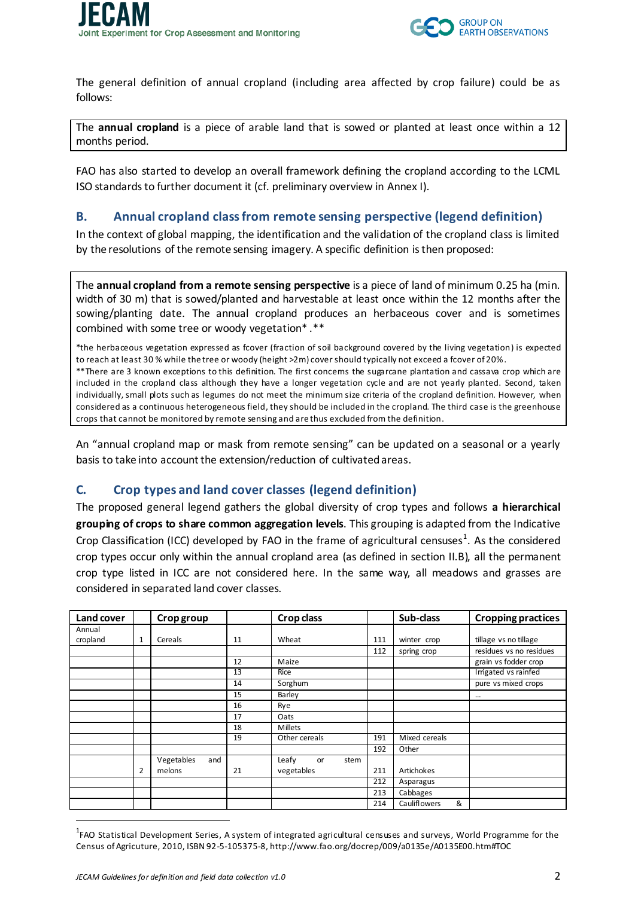The general definition of annual cropland (including area affected by crop failure) could be as follows:

The **annual cropland** is a piece of arable land that is sowed or planted at least once within a 12 months period.

FAO has also started to develop an overall framework defining the cropland according to the LCML ISO standards to further document it (cf. preliminary overview in Annex I).

## B. Annual cropland class from remote sensing perspective (legend definition)

In the context of global mapping, the identification and the validation of the cropland class is limited by the resolutions of the remote sensing imagery. A specific definition is then proposed:

The **annual cropland from a remote sensing perspective** is a piece of land of minimum 0.25 ha (min. width of 30 m) that is sowed/planted and harvestable at least once within the 12 months after the sowing/planting date. The annual cropland produces an herbaceous cover and is sometimes combined with some tree or woody vegetation* .**

*the herbaceous vegetation expressed as fcover (fraction of soil background covered by the living vegetation) is expected to reach at least 30 % while the tree or woody (height >2m) cover should typically not exceed a fcover of 20%.

**There are 3 known exceptions to this definition. The first concerns the sugarcane plantation and cassava crop which are included in the cropland class although they have a longer vegetation cycle and are not yearly planted. Second, taken individually, small plots such as legumes do not meet the minimum size criteria of the cropland definition. However, when considered as a continuous heterogeneous field, they should be included in the cropland. The third case is the greenhouse crops that cannot be monitored by remote sensing and are thus excluded from the definition.

An “annual cropland map or mask from remote sensing” can be updated on a seasonal or a yearly basis to take into account the extension/reduction of cultivated areas.

## C. Crop types and land cover classes (legend definition)

The proposed general legend gathers the global diversity of crop types and follows **a hierarchical grouping of crops to share common aggregation levels**. This grouping is adapted from the Indicative Crop Classification (ICC) developed by FAO in the frame of agricultural censuses[1]. As the considered crop types occur only within the annual cropland area (as defined in section II.B), all the permanent crop type listed in ICC are not considered here. In the same way, all meadows and grasses are considered in separated land cover classes.

| Land cover | | Crop group | | Crop class | | Sub-class | Cropping practices |
|---|---|---|---|---|---|---|---|
| Annual cropland | 1 | Cereals | 11 | Wheat | 111 | winter crop | tillage vs no tillage |
| | | | | | 112 | spring crop | residues vs no residues |
| | | | 12 | Maize | | | grain vs fodder crop |
| | | | 13 | Rice | | | Irrigated vs rainfed |
| | | | 14 | Sorghum | | | pure vs mixed crops |
| | | | 15 | Barley | | | … |
| | | | 16 | Rye | | | |
| | | | 17 | Oats | | | |
| | | | 18 | Millets | | | |
| | | | 19 | Other cereals | 191 | Mixed cereals | |
| | | | | | 192 | Other | |
| | 2 | Vegetables and melons | 21 | Leafy or stem vegetables | 211 | Artichokes | |
| | | | | | 212 | Asparagus | |
| | | | | | 213 | Cabbages | |
| | | | | | 214 | Cauliflowers & | |

[1] FAO Statistical Development Series, A system of integrated agricultural censuses and surveys, World Programme for the Census of Agriculture, 2010, ISBN 92-5-105375-8, http://www.fao.org/docrep/009/a0135e/A0135E00.htm#TOC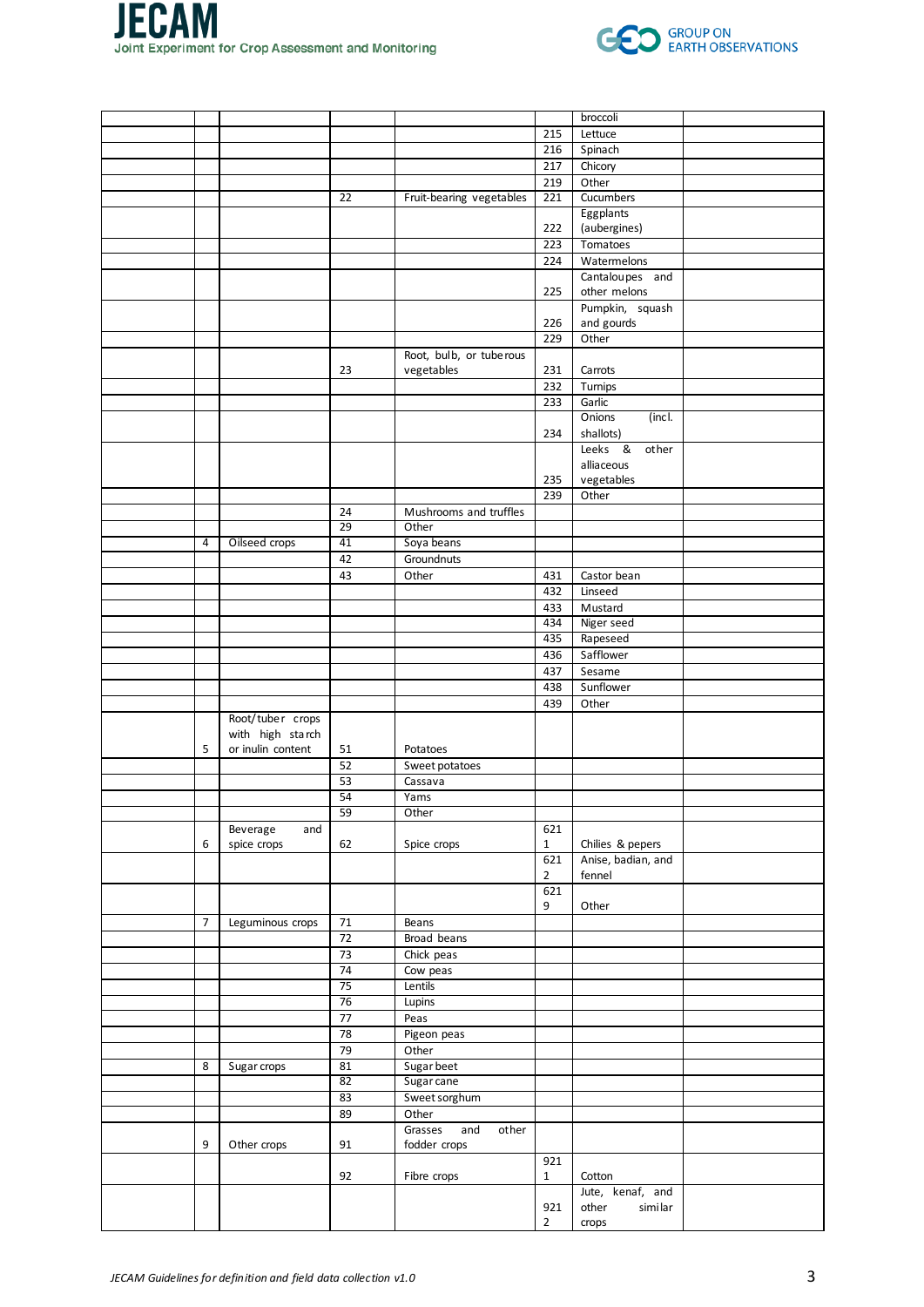|  |  |  |  |  |  |  |  |
|---|---|---|---|---|---|---|---|
|  |  |  |  |  |  | broccoli |  |
|  |  |  |  |  | 215 | Lettuce |  |
|  |  |  |  |  | 216 | Spinach |  |
|  |  |  |  |  | 217 | Chicory |  |
|  |  |  |  |  | 219 | Other |  |
|  |  |  | 22 | Fruit-bearing vegetables | 221 | Cucumbers |  |
|  |  |  |  |  | 222 | Eggplants (aubergines) |  |
|  |  |  |  |  | 223 | Tomatoes |  |
|  |  |  |  |  | 224 | Watermelons |  |
|  |  |  |  |  | 225 | Cantaloupes and other melons |  |
|  |  |  |  |  | 226 | Pumpkin, squash and gourds |  |
|  |  |  |  |  | 229 | Other |  |
|  |  |  | 23 | Root, bulb, or tuberous vegetables | 231 | Carrots |  |
|  |  |  |  |  | 232 | Turnips |  |
|  |  |  |  |  | 233 | Garlic |  |
|  |  |  |  |  | 234 | Onions (incl. shallots) |  |
|  |  |  |  |  | 235 | Leeks & other alliaceous vegetables |  |
|  |  |  |  |  | 239 | Other |  |
|  |  |  | 24 | Mushrooms and truffles |  |  |  |
|  |  |  | 29 | Other |  |  |  |
|  | 4 | Oilseed crops | 41 | Soya beans |  |  |  |
|  |  |  | 42 | Groundnuts |  |  |  |
|  |  |  | 43 | Other | 431 | Castor bean |  |
|  |  |  |  |  | 432 | Linseed |  |
|  |  |  |  |  | 433 | Mustard |  |
|  |  |  |  |  | 434 | Niger seed |  |
|  |  |  |  |  | 435 | Rapeseed |  |
|  |  |  |  |  | 436 | Safflower |  |
|  |  |  |  |  | 437 | Sesame |  |
|  |  |  |  |  | 438 | Sunflower |  |
|  |  |  |  |  | 439 | Other |  |
|  | 5 | Root/tuber crops with high starch or inulin content | 51 | Potatoes |  |  |  |
|  |  |  | 52 | Sweet potatoes |  |  |  |
|  |  |  | 53 | Cassava |  |  |  |
|  |  |  | 54 | Yams |  |  |  |
|  |  |  | 59 | Other |  |  |  |
|  | 6 | Beverage and spice crops | 62 | Spice crops | 6211 | Chilies & pepers |  |
|  |  |  |  |  | 6212 | Anise, badian, and fennel |  |
|  |  |  |  |  | 6219 | Other |  |
|  | 7 | Leguminous crops | 71 | Beans |  |  |  |
|  |  |  | 72 | Broad beans |  |  |  |
|  |  |  | 73 | Chick peas |  |  |  |
|  |  |  | 74 | Cow peas |  |  |  |
|  |  |  | 75 | Lentils |  |  |  |
|  |  |  | 76 | Lupins |  |  |  |
|  |  |  | 77 | Peas |  |  |  |
|  |  |  | 78 | Pigeon peas |  |  |  |
|  |  |  | 79 | Other |  |  |  |
|  | 8 | Sugar crops | 81 | Sugar beet |  |  |  |
|  |  |  | 82 | Sugar cane |  |  |  |
|  |  |  | 83 | Sweet sorghum |  |  |  |
|  |  |  | 89 | Other |  |  |  |
|  | 9 | Other crops | 91 | Grasses and other fodder crops |  |  |  |
|  |  |  | 92 | Fibre crops | 9211 | Cotton |  |
|  |  |  |  |  | 9212 | Jute, kenaf, and other similar crops |  |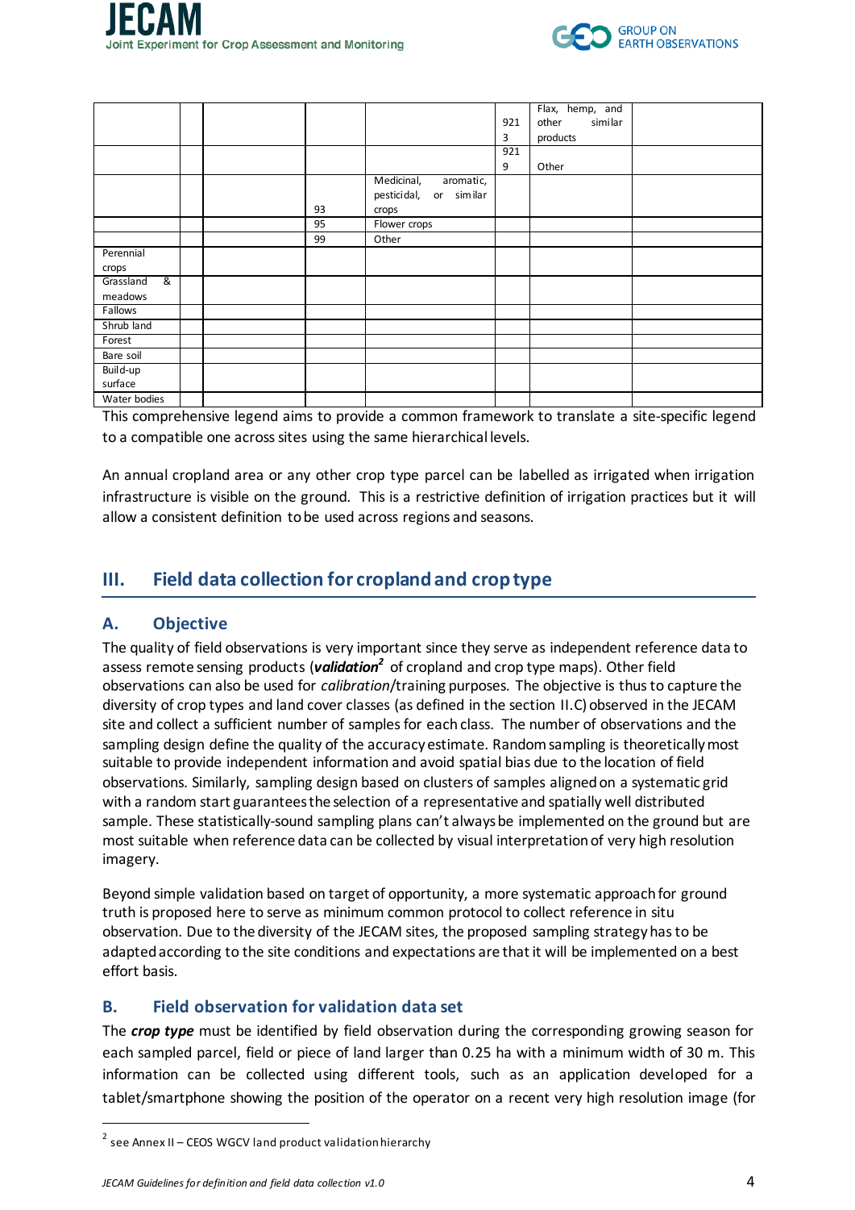| | | | | | | | |
|---|---|---|---|---|---|---|---|
| | | | | | 9213 | Flax, hemp, and other similar products | |
| | | | | | 9219 | Other | |
| | | | 93 | Medicinal, aromatic, pesticidal, or similar crops | | | |
| | | | 95 | Flower crops | | | |
| | | | 99 | Other | | | |
| Perennial crops | | | | | | | |
| Grassland & meadows | | | | | | | |
| Fallows | | | | | | | |
| Shrub land | | | | | | | |
| Forest | | | | | | | |
| Bare soil | | | | | | | |
| Build-up surface | | | | | | | |
| Water bodies | | | | | | | |

This comprehensive legend aims to provide a common framework to translate a site-specific legend to a compatible one across sites using the same hierarchical levels.

An annual cropland area or any other crop type parcel can be labelled as irrigated when irrigation infrastructure is visible on the ground. This is a restrictive definition of irrigation practices but it will allow a consistent definition to be used across regions and seasons.

## III. Field data collection for cropland and crop type

### A. Objective

The quality of field observations is very important since they serve as independent reference data to assess remote sensing products (***validation***[2] of cropland and crop type maps). Other field observations can also be used for *calibration*/training purposes. The objective is thus to capture the diversity of crop types and land cover classes (as defined in the section II.C) observed in the JECAM site and collect a sufficient number of samples for each class. The number of observations and the sampling design define the quality of the accuracy estimate. Random sampling is theoretically most suitable to provide independent information and avoid spatial bias due to the location of field observations. Similarly, sampling design based on clusters of samples aligned on a systematic grid with a random start guarantees the selection of a representative and spatially well distributed sample. These statistically-sound sampling plans can't always be implemented on the ground but are most suitable when reference data can be collected by visual interpretation of very high resolution imagery.

Beyond simple validation based on target of opportunity, a more systematic approach for ground truth is proposed here to serve as minimum common protocol to collect reference in situ observation. Due to the diversity of the JECAM sites, the proposed sampling strategy has to be adapted according to the site conditions and expectations are that it will be implemented on a best effort basis.

### B. Field observation for validation data set

The ***crop type*** must be identified by field observation during the corresponding growing season for each sampled parcel, field or piece of land larger than 0.25 ha with a minimum width of 30 m. This information can be collected using different tools, such as an application developed for a tablet/smartphone showing the position of the operator on a recent very high resolution image (for

[2] see Annex II – CEOS WGCV land product validation hierarchy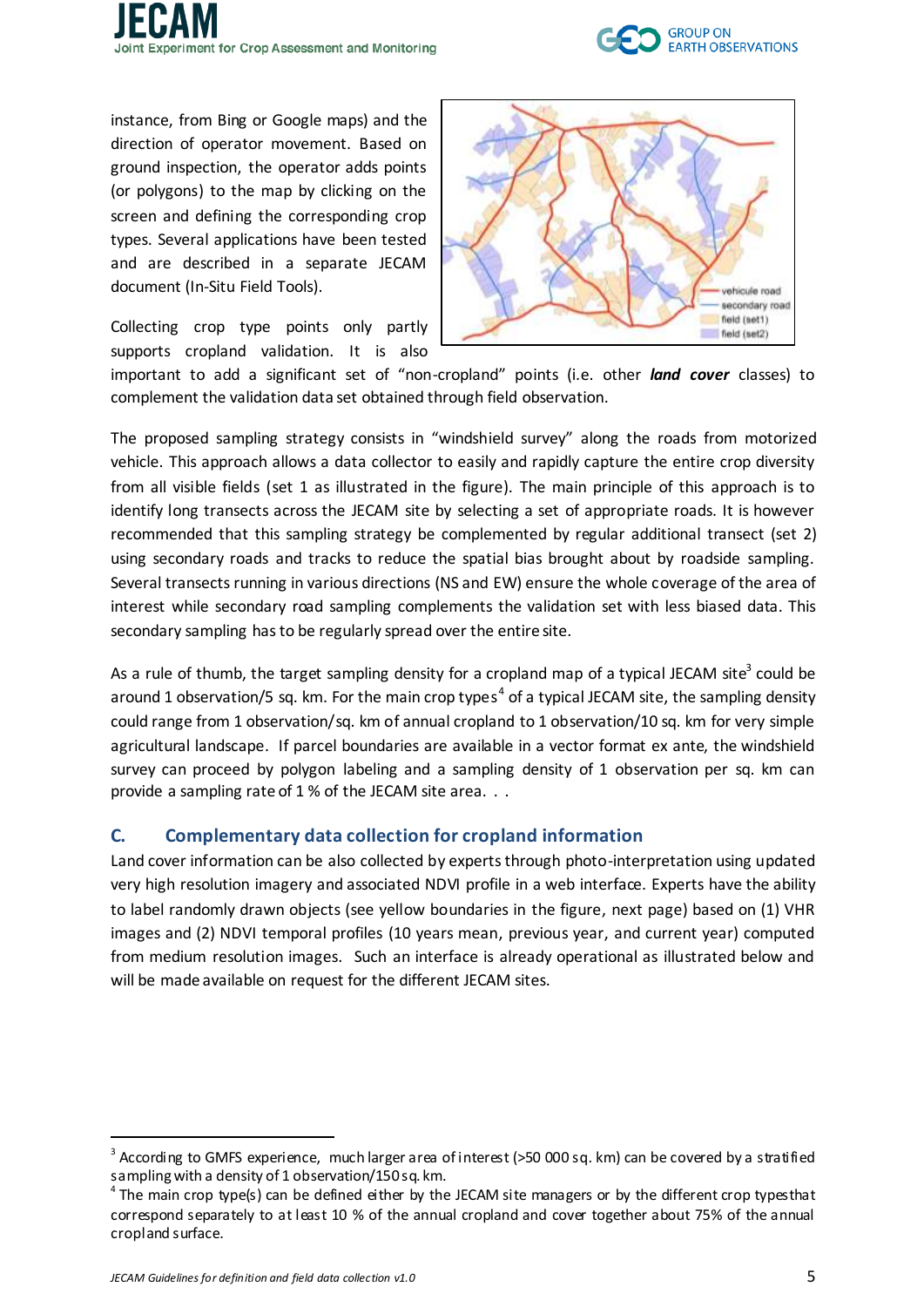instance, from Bing or Google maps) and the direction of operator movement. Based on ground inspection, the operator adds points (or polygons) to the map by clicking on the screen and defining the corresponding crop types. Several applications have been tested and are described in a separate JECAM document (In-Situ Field Tools).

Collecting crop type points only partly supports cropland validation. It is also important to add a significant set of "non-cropland" points (i.e. other ***land cover*** classes) to complement the validation data set obtained through field observation.

The proposed sampling strategy consists in "windshield survey" along the roads from motorized vehicle. This approach allows a data collector to easily and rapidly capture the entire crop diversity from all visible fields (set 1 as illustrated in the figure). The main principle of this approach is to identify long transects across the JECAM site by selecting a set of appropriate roads. It is however recommended that this sampling strategy be complemented by regular additional transect (set 2) using secondary roads and tracks to reduce the spatial bias brought about by roadside sampling. Several transects running in various directions (NS and EW) ensure the whole coverage of the area of interest while secondary road sampling complements the validation set with less biased data. This secondary sampling has to be regularly spread over the entire site.

As a rule of thumb, the target sampling density for a cropland map of a typical JECAM site[3] could be around 1 observation/5 sq. km. For the main crop types[4] of a typical JECAM site, the sampling density could range from 1 observation/sq. km of annual cropland to 1 observation/10 sq. km for very simple agricultural landscape. If parcel boundaries are available in a vector format ex ante, the windshield survey can proceed by polygon labeling and a sampling density of 1 observation per sq. km can provide a sampling rate of 1 % of the JECAM site area. . .

## C. Complementary data collection for cropland information

Land cover information can be also collected by experts through photo-interpretation using updated very high resolution imagery and associated NDVI profile in a web interface. Experts have the ability to label randomly drawn objects (see yellow boundaries in the figure, next page) based on (1) VHR images and (2) NDVI temporal profiles (10 years mean, previous year, and current year) computed from medium resolution images. Such an interface is already operational as illustrated below and will be made available on request for the different JECAM sites.

[3] According to GMFS experience, much larger area of interest (>50 000 sq. km) can be covered by a stratified sampling with a density of 1 observation/150 sq. km.

[4] The main crop type(s) can be defined either by the JECAM site managers or by the different crop types that correspond separately to at least 10 % of the annual cropland and cover together about 75% of the annual cropland surface.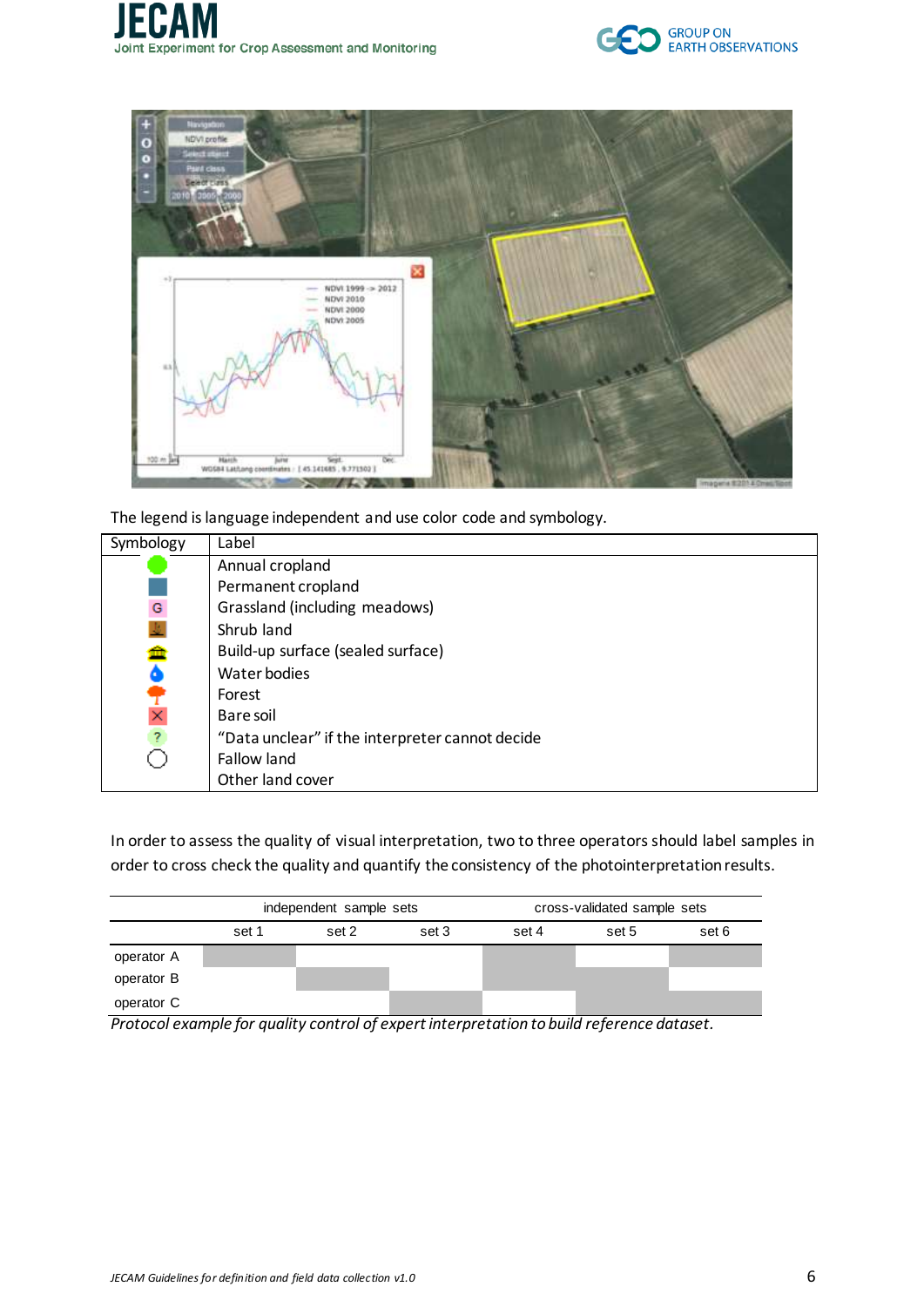The legend is language independent and use color code and symbology.

| Symbology | Label |
|---|---|
| 🟢 | Annual cropland |
| 🟦 | Permanent cropland |
| G | Grassland (including meadows) |
| | Shrub land |
| | Build-up surface (sealed surface) |
| 💧 | Water bodies |
| | Forest |
| ✕ | Bare soil |
| ? | "Data unclear" if the interpreter cannot decide |
| ◯ | Fallow land |
| | Other land cover |

In order to assess the quality of visual interpretation, two to three operators should label samples in order to cross check the quality and quantify the consistency of the photointerpretation results.

| | independent sample sets | | | cross-validated sample sets | | |
|---|---|---|---|---|---|---|
| | set 1 | set 2 | set 3 | set 4 | set 5 | set 6 |
| operator A | ■ | | | ■ | | ■ |
| operator B | | ■ | | ■ | ■ | |
| operator C | | | ■ | | ■ | ■ |

*Protocol example for quality control of expert interpretation to build reference dataset.*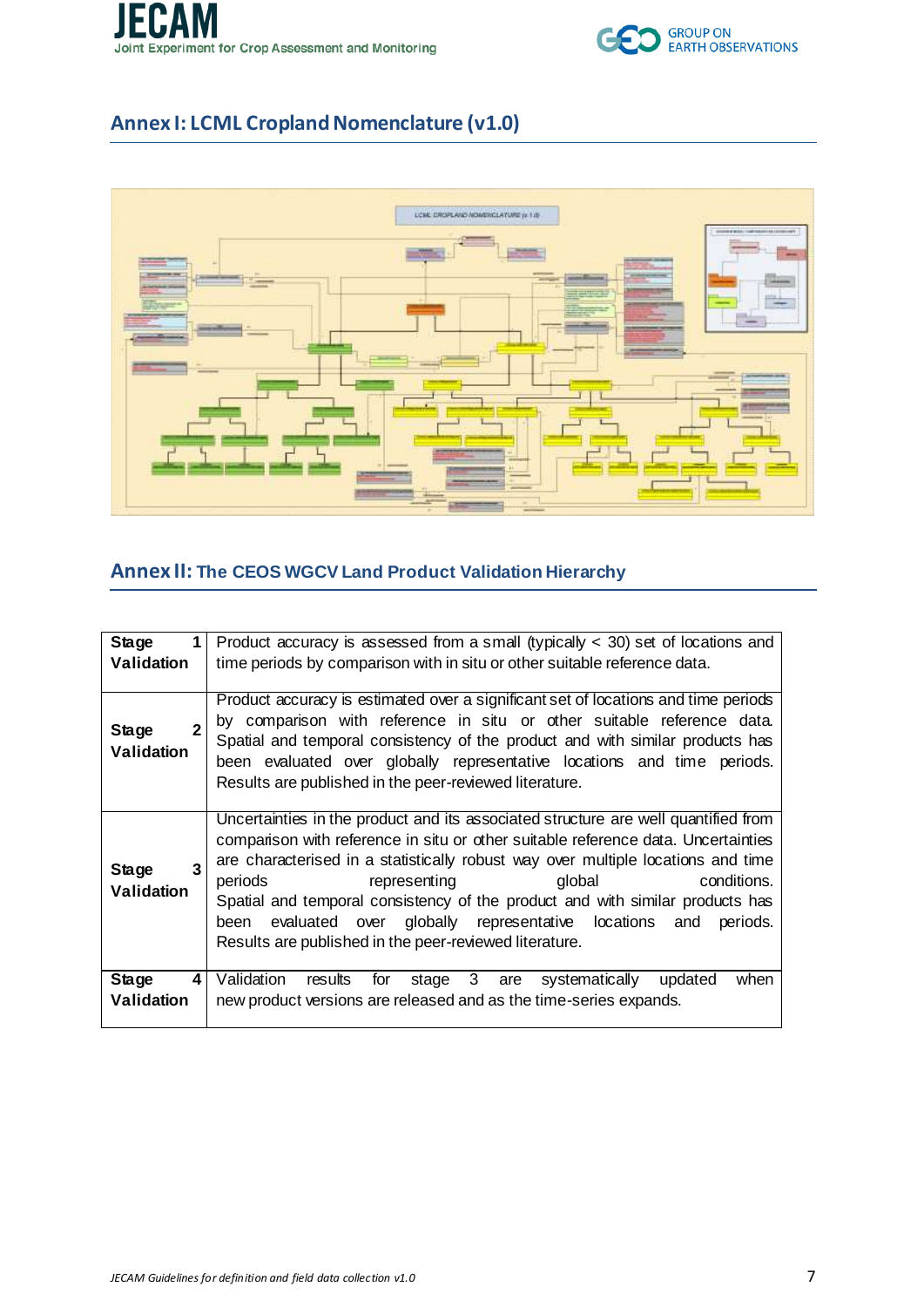## Annex I: LCML Cropland Nomenclature (v1.0)

LCML CROPLAND NOMENCLATURE (v 1.0)

## Annex II: The CEOS WGCV Land Product Validation Hierarchy

| | |
|---|---|
| **Stage 1 Validation** | Product accuracy is assessed from a small (typically < 30) set of locations and time periods by comparison with in situ or other suitable reference data. |
| **Stage 2 Validation** | Product accuracy is estimated over a significant set of locations and time periods by comparison with reference in situ or other suitable reference data. Spatial and temporal consistency of the product and with similar products has been evaluated over globally representative locations and time periods. Results are published in the peer-reviewed literature. |
| **Stage 3 Validation** | Uncertainties in the product and its associated structure are well quantified from comparison with reference in situ or other suitable reference data. Uncertainties are characterised in a statistically robust way over multiple locations and time periods representing global conditions. Spatial and temporal consistency of the product and with similar products has been evaluated over globally representative locations and periods. Results are published in the peer-reviewed literature. |
| **Stage 4 Validation** | Validation results for stage 3 are systematically updated when new product versions are released and as the time-series expands. |